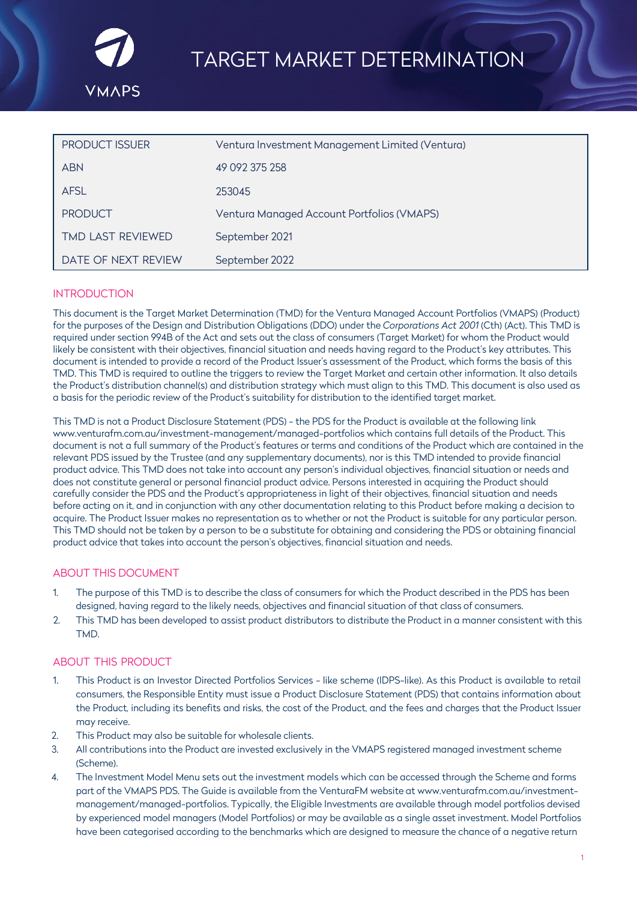# TARGET MARKET DETERMINATION

VMAPS

| | |
|---|---|
| PRODUCT ISSUER | Ventura Investment Management Limited (Ventura) |
| ABN | 49 092 375 258 |
| AFSL | 253045 |
| PRODUCT | Ventura Managed Account Portfolios (VMAPS) |
| TMD LAST REVIEWED | September 2021 |
| DATE OF NEXT REVIEW | September 2022 |

## INTRODUCTION

This document is the Target Market Determination (TMD) for the Ventura Managed Account Portfolios (VMAPS) (Product) for the purposes of the Design and Distribution Obligations (DDO) under the *Corporations Act 2001* (Cth) (Act). This TMD is required under section 994B of the Act and sets out the class of consumers (Target Market) for whom the Product would likely be consistent with their objectives, financial situation and needs having regard to the Product's key attributes. This document is intended to provide a record of the Product Issuer's assessment of the Product, which forms the basis of this TMD. This TMD is required to outline the triggers to review the Target Market and certain other information. It also details the Product's distribution channel(s) and distribution strategy which must align to this TMD. This document is also used as a basis for the periodic review of the Product's suitability for distribution to the identified target market.

This TMD is not a Product Disclosure Statement (PDS) - the PDS for the Product is available at the following link www.venturafm.com.au/investment-management/managed-portfolios which contains full details of the Product. This document is not a full summary of the Product's features or terms and conditions of the Product which are contained in the relevant PDS issued by the Trustee (and any supplementary documents), nor is this TMD intended to provide financial product advice. This TMD does not take into account any person's individual objectives, financial situation or needs and does not constitute general or personal financial product advice. Persons interested in acquiring the Product should carefully consider the PDS and the Product's appropriateness in light of their objectives, financial situation and needs before acting on it, and in conjunction with any other documentation relating to this Product before making a decision to acquire. The Product Issuer makes no representation as to whether or not the Product is suitable for any particular person. This TMD should not be taken by a person to be a substitute for obtaining and considering the PDS or obtaining financial product advice that takes into account the person's objectives, financial situation and needs.

## ABOUT THIS DOCUMENT

1. The purpose of this TMD is to describe the class of consumers for which the Product described in the PDS has been designed, having regard to the likely needs, objectives and financial situation of that class of consumers.
2. This TMD has been developed to assist product distributors to distribute the Product in a manner consistent with this TMD.

## ABOUT THIS PRODUCT

1. This Product is an Investor Directed Portfolios Services - like scheme (IDPS-like). As this Product is available to retail consumers, the Responsible Entity must issue a Product Disclosure Statement (PDS) that contains information about the Product, including its benefits and risks, the cost of the Product, and the fees and charges that the Product Issuer may receive.
2. This Product may also be suitable for wholesale clients.
3. All contributions into the Product are invested exclusively in the VMAPS registered managed investment scheme (Scheme).
4. The Investment Model Menu sets out the investment models which can be accessed through the Scheme and forms part of the VMAPS PDS. The Guide is available from the VenturaFM website at www.venturafm.com.au/investment-management/managed-portfolios. Typically, the Eligible Investments are available through model portfolios devised by experienced model managers (Model Portfolios) or may be available as a single asset investment. Model Portfolios have been categorised according to the benchmarks which are designed to measure the chance of a negative return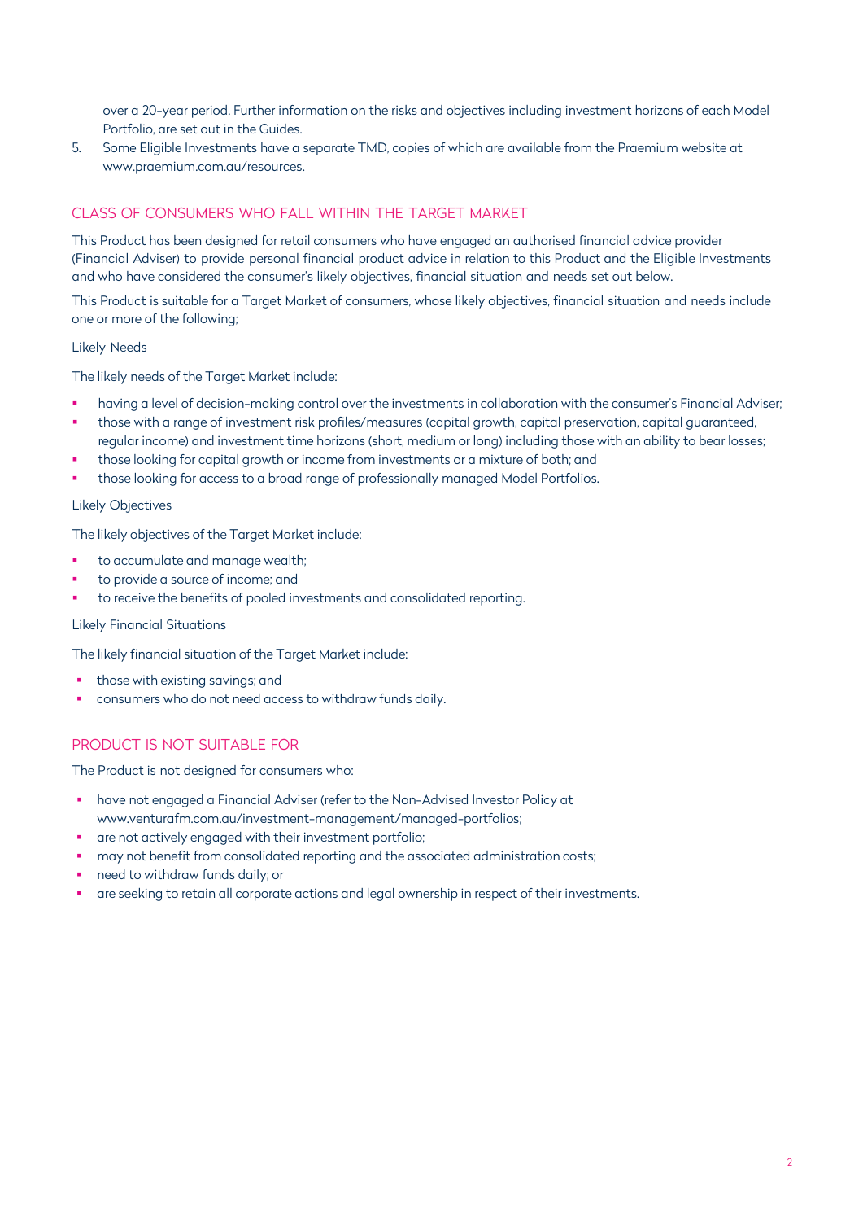over a 20-year period. Further information on the risks and objectives including investment horizons of each Model Portfolio, are set out in the Guides.

5. Some Eligible Investments have a separate TMD, copies of which are available from the Praemium website at www.praemium.com.au/resources.

## CLASS OF CONSUMERS WHO FALL WITHIN THE TARGET MARKET

This Product has been designed for retail consumers who have engaged an authorised financial advice provider (Financial Adviser) to provide personal financial product advice in relation to this Product and the Eligible Investments and who have considered the consumer's likely objectives, financial situation and needs set out below.

This Product is suitable for a Target Market of consumers, whose likely objectives, financial situation and needs include one or more of the following;

### Likely Needs

The likely needs of the Target Market include:

- having a level of decision-making control over the investments in collaboration with the consumer's Financial Adviser;
- those with a range of investment risk profiles/measures (capital growth, capital preservation, capital guaranteed, regular income) and investment time horizons (short, medium or long) including those with an ability to bear losses;
- those looking for capital growth or income from investments or a mixture of both; and
- those looking for access to a broad range of professionally managed Model Portfolios.

### Likely Objectives

The likely objectives of the Target Market include:

- to accumulate and manage wealth;
- to provide a source of income; and
- to receive the benefits of pooled investments and consolidated reporting.

### Likely Financial Situations

The likely financial situation of the Target Market include:

- those with existing savings; and
- consumers who do not need access to withdraw funds daily.

## PRODUCT IS NOT SUITABLE FOR

The Product is not designed for consumers who:

- have not engaged a Financial Adviser (refer to the Non-Advised Investor Policy at www.venturafm.com.au/investment-management/managed-portfolios;
- are not actively engaged with their investment portfolio;
- may not benefit from consolidated reporting and the associated administration costs;
- need to withdraw funds daily; or
- are seeking to retain all corporate actions and legal ownership in respect of their investments.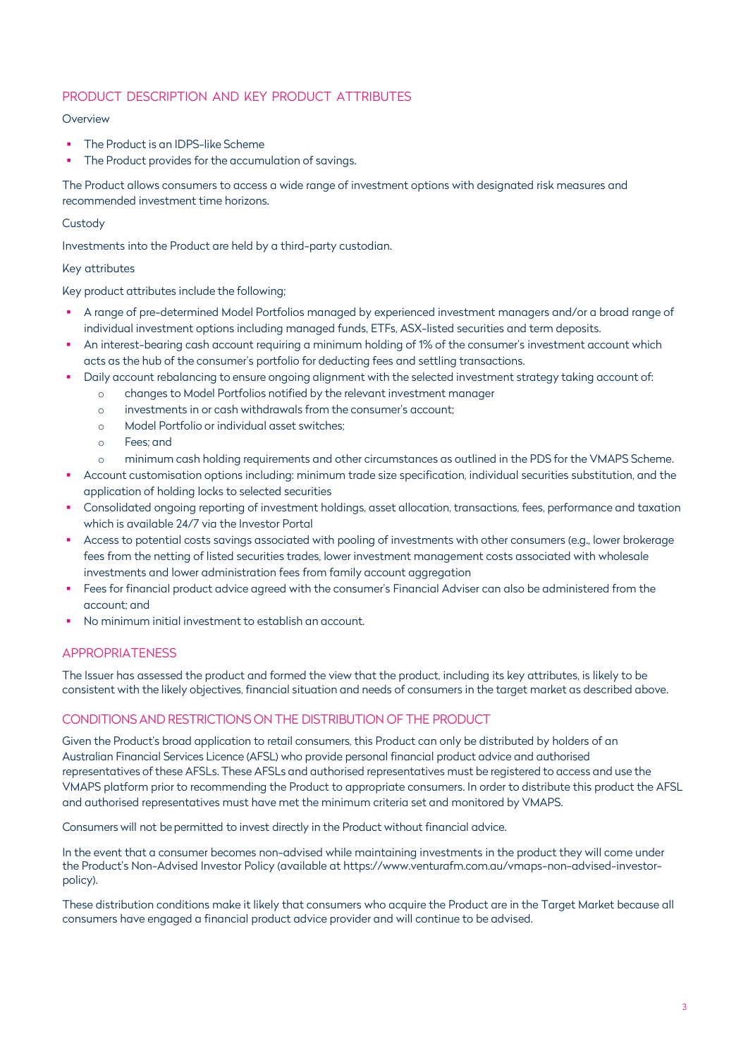## PRODUCT DESCRIPTION AND KEY PRODUCT ATTRIBUTES

Overview

- The Product is an IDPS-like Scheme
- The Product provides for the accumulation of savings.

The Product allows consumers to access a wide range of investment options with designated risk measures and recommended investment time horizons.

Custody

Investments into the Product are held by a third-party custodian.

Key attributes

Key product attributes include the following;

- A range of pre-determined Model Portfolios managed by experienced investment managers and/or a broad range of individual investment options including managed funds, ETFs, ASX-listed securities and term deposits.
- An interest-bearing cash account requiring a minimum holding of 1% of the consumer's investment account which acts as the hub of the consumer's portfolio for deducting fees and settling transactions.
- Daily account rebalancing to ensure ongoing alignment with the selected investment strategy taking account of:
  - changes to Model Portfolios notified by the relevant investment manager
  - investments in or cash withdrawals from the consumer's account;
  - Model Portfolio or individual asset switches;
  - Fees; and
  - minimum cash holding requirements and other circumstances as outlined in the PDS for the VMAPS Scheme.
- Account customisation options including: minimum trade size specification, individual securities substitution, and the application of holding locks to selected securities
- Consolidated ongoing reporting of investment holdings, asset allocation, transactions, fees, performance and taxation which is available 24/7 via the Investor Portal
- Access to potential costs savings associated with pooling of investments with other consumers (e.g., lower brokerage fees from the netting of listed securities trades, lower investment management costs associated with wholesale investments and lower administration fees from family account aggregation
- Fees for financial product advice agreed with the consumer's Financial Adviser can also be administered from the account; and
- No minimum initial investment to establish an account.

## APPROPRIATENESS

The Issuer has assessed the product and formed the view that the product, including its key attributes, is likely to be consistent with the likely objectives, financial situation and needs of consumers in the target market as described above.

## CONDITIONS AND RESTRICTIONS ON THE DISTRIBUTION OF THE PRODUCT

Given the Product's broad application to retail consumers, this Product can only be distributed by holders of an Australian Financial Services Licence (AFSL) who provide personal financial product advice and authorised representatives of these AFSLs. These AFSLs and authorised representatives must be registered to access and use the VMAPS platform prior to recommending the Product to appropriate consumers. In order to distribute this product the AFSL and authorised representatives must have met the minimum criteria set and monitored by VMAPS.

Consumers will not be permitted to invest directly in the Product without financial advice.

In the event that a consumer becomes non-advised while maintaining investments in the product they will come under the Product's Non-Advised Investor Policy (available at https://www.venturafm.com.au/vmaps-non-advised-investor-policy).

These distribution conditions make it likely that consumers who acquire the Product are in the Target Market because all consumers have engaged a financial product advice provider and will continue to be advised.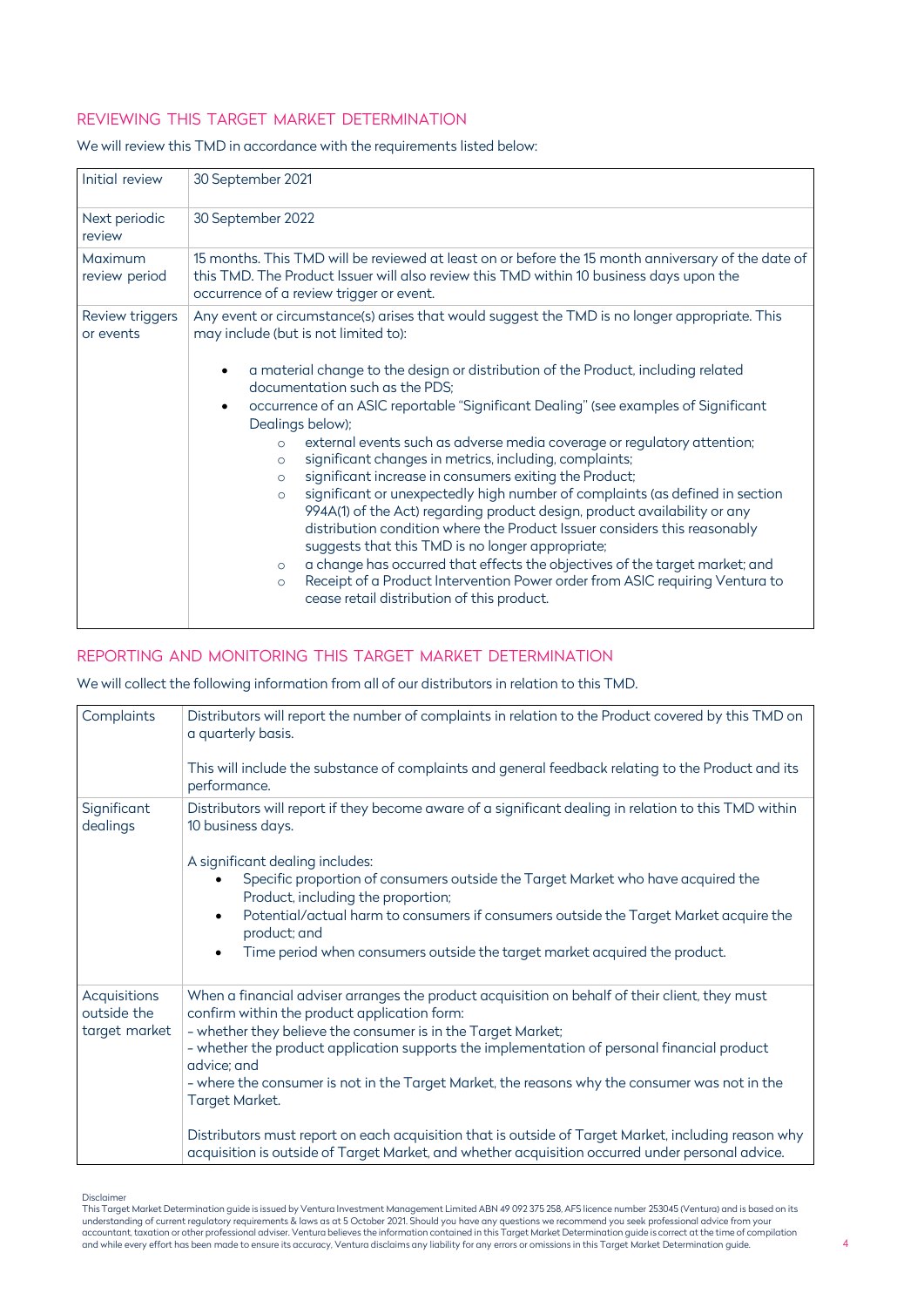## REVIEWING THIS TARGET MARKET DETERMINATION

We will review this TMD in accordance with the requirements listed below:

| | |
|---|---|
| Initial review | 30 September 2021 |
| Next periodic review | 30 September 2022 |
| Maximum review period | 15 months. This TMD will be reviewed at least on or before the 15 month anniversary of the date of this TMD. The Product Issuer will also review this TMD within 10 business days upon the occurrence of a review trigger or event. |
| Review triggers or events | Any event or circumstance(s) arises that would suggest the TMD is no longer appropriate. This may include (but is not limited to):<br><br>• a material change to the design or distribution of the Product, including related documentation such as the PDS;<br>• occurrence of an ASIC reportable "Significant Dealing" (see examples of Significant Dealings below);<br>&nbsp;&nbsp;&nbsp;&nbsp;○ external events such as adverse media coverage or regulatory attention;<br>&nbsp;&nbsp;&nbsp;&nbsp;○ significant changes in metrics, including, complaints;<br>&nbsp;&nbsp;&nbsp;&nbsp;○ significant increase in consumers exiting the Product;<br>&nbsp;&nbsp;&nbsp;&nbsp;○ significant or unexpectedly high number of complaints (as defined in section 994A(1) of the Act) regarding product design, product availability or any distribution condition where the Product Issuer considers this reasonably suggests that this TMD is no longer appropriate;<br>&nbsp;&nbsp;&nbsp;&nbsp;○ a change has occurred that effects the objectives of the target market; and<br>&nbsp;&nbsp;&nbsp;&nbsp;○ Receipt of a Product Intervention Power order from ASIC requiring Ventura to cease retail distribution of this product. |

## REPORTING AND MONITORING THIS TARGET MARKET DETERMINATION

We will collect the following information from all of our distributors in relation to this TMD.

| | |
|---|---|
| Complaints | Distributors will report the number of complaints in relation to the Product covered by this TMD on a quarterly basis.<br><br>This will include the substance of complaints and general feedback relating to the Product and its performance. |
| Significant dealings | Distributors will report if they become aware of a significant dealing in relation to this TMD within 10 business days.<br><br>A significant dealing includes:<br>• Specific proportion of consumers outside the Target Market who have acquired the Product, including the proportion;<br>• Potential/actual harm to consumers if consumers outside the Target Market acquire the product; and<br>• Time period when consumers outside the target market acquired the product. |
| Acquisitions outside the target market | When a financial adviser arranges the product acquisition on behalf of their client, they must confirm within the product application form:<br>- whether they believe the consumer is in the Target Market;<br>- whether the product application supports the implementation of personal financial product advice; and<br>- where the consumer is not in the Target Market, the reasons why the consumer was not in the Target Market.<br><br>Distributors must report on each acquisition that is outside of Target Market, including reason why acquisition is outside of Target Market, and whether acquisition occurred under personal advice. |

Disclaimer
This Target Market Determination guide is issued by Ventura Investment Management Limited ABN 49 092 375 258, AFS licence number 253045 (Ventura) and is based on its understanding of current regulatory requirements & laws as at 5 October 2021. Should you have any questions we recommend you seek professional advice from your accountant, taxation or other professional adviser. Ventura believes the information contained in this Target Market Determination guide is correct at the time of compilation and while every effort has been made to ensure its accuracy, Ventura disclaims any liability for any errors or omissions in this Target Market Determination guide.